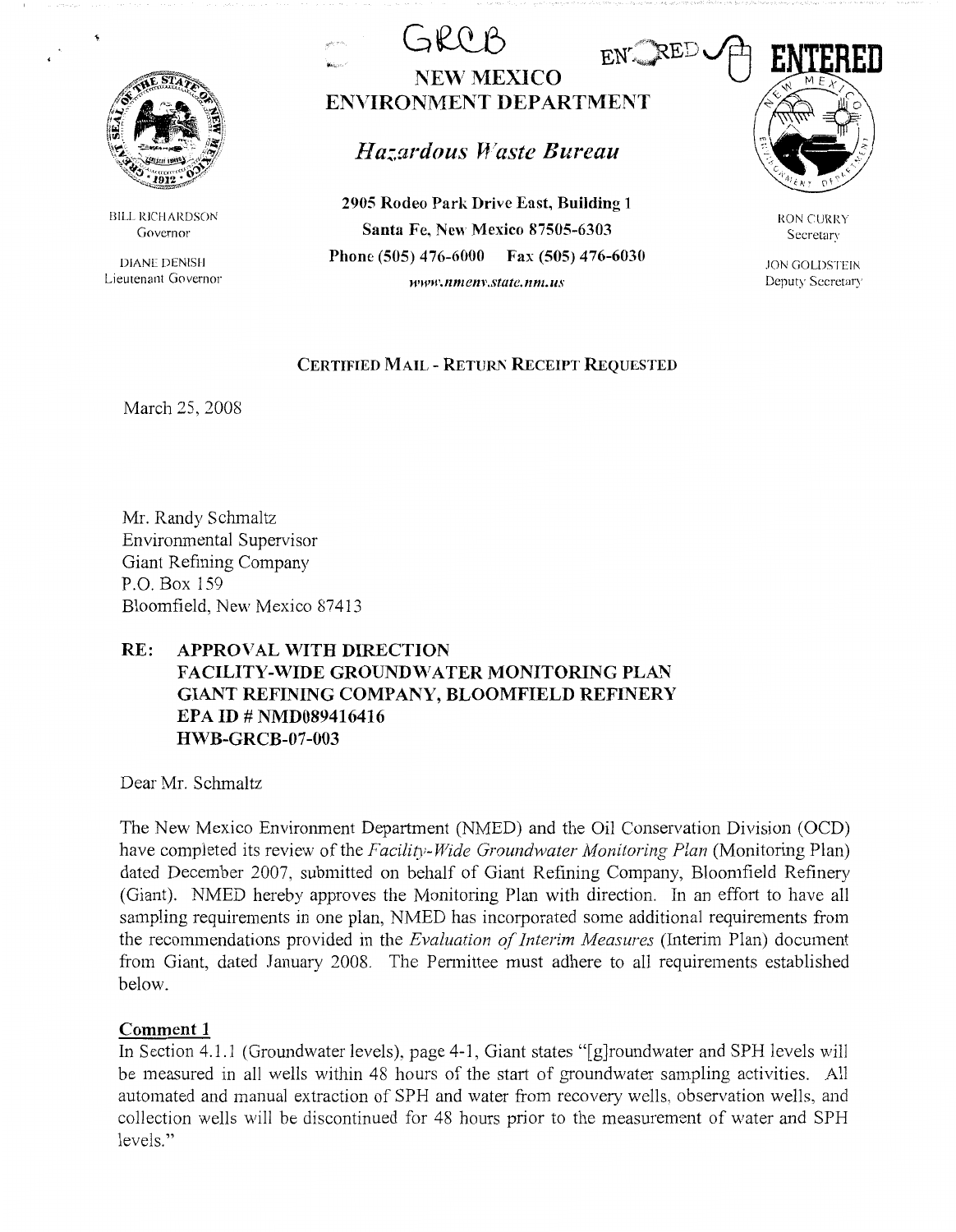GRCB

ENTERED

ENTERED

# NEW MEXICO ENVIRONMENT DEPARTMENT

## *Hazardous Waste Bureau*

**2905 Rodeo Park Drive East, Building 1**
**Santa Fe, New Mexico 87505-6303**
**Phone (505) 476-6000 Fax (505) 476-6030**
*www.nmenv.state.nm.us*

BILL RICHARDSON
Governor

DIANE DENISH
Lieutenant Governor

RON CURRY
Secretary

JON GOLDSTEIN
Deputy Secretary

CERTIFIED MAIL - RETURN RECEIPT REQUESTED

March 25, 2008

Mr. Randy Schmaltz
Environmental Supervisor
Giant Refining Company
P.O. Box 159
Bloomfield, New Mexico 87413

**RE: APPROVAL WITH DIRECTION**
**FACILITY-WIDE GROUNDWATER MONITORING PLAN**
**GIANT REFINING COMPANY, BLOOMFIELD REFINERY**
**EPA ID # NMD089416416**
**HWB-GRCB-07-003**

Dear Mr. Schmaltz

The New Mexico Environment Department (NMED) and the Oil Conservation Division (OCD) have completed its review of the *Facility-Wide Groundwater Monitoring Plan* (Monitoring Plan) dated December 2007, submitted on behalf of Giant Refining Company, Bloomfield Refinery (Giant). NMED hereby approves the Monitoring Plan with direction. In an effort to have all sampling requirements in one plan, NMED has incorporated some additional requirements from the recommendations provided in the *Evaluation of Interim Measures* (Interim Plan) document from Giant, dated January 2008. The Permittee must adhere to all requirements established below.

**Comment 1**

In Section 4.1.1 (Groundwater levels), page 4-1, Giant states "[g]roundwater and SPH levels will be measured in all wells within 48 hours of the start of groundwater sampling activities. All automated and manual extraction of SPH and water from recovery wells, observation wells, and collection wells will be discontinued for 48 hours prior to the measurement of water and SPH levels."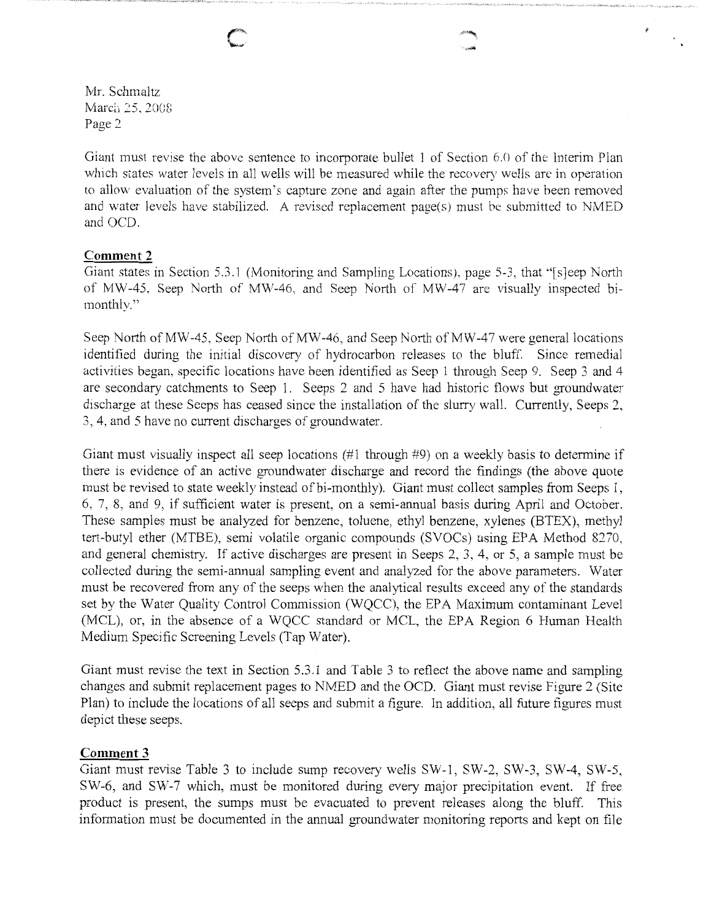Giant must revise the above sentence to incorporate bullet 1 of Section 6.0 of the Interim Plan which states water levels in all wells will be measured while the recovery wells are in operation to allow evaluation of the system's capture zone and again after the pumps have been removed and water levels have stabilized. A revised replacement page(s) must be submitted to NMED and OCD.

**Comment 2**

Giant states in Section 5.3.1 (Monitoring and Sampling Locations), page 5-3, that "[s]eep North of MW-45, Seep North of MW-46, and Seep North of MW-47 are visually inspected bi-monthly."

Seep North of MW-45, Seep North of MW-46, and Seep North of MW-47 were general locations identified during the initial discovery of hydrocarbon releases to the bluff. Since remedial activities began, specific locations have been identified as Seep 1 through Seep 9. Seep 3 and 4 are secondary catchments to Seep 1. Seeps 2 and 5 have had historic flows but groundwater discharge at these Seeps has ceased since the installation of the slurry wall. Currently, Seeps 2, 3, 4, and 5 have no current discharges of groundwater.

Giant must visually inspect all seep locations (#1 through #9) on a weekly basis to determine if there is evidence of an active groundwater discharge and record the findings (the above quote must be revised to state weekly instead of bi-monthly). Giant must collect samples from Seeps 1, 6, 7, 8, and 9, if sufficient water is present, on a semi-annual basis during April and October. These samples must be analyzed for benzene, toluene, ethyl benzene, xylenes (BTEX), methyl tert-butyl ether (MTBE), semi volatile organic compounds (SVOCs) using EPA Method 8270, and general chemistry. If active discharges are present in Seeps 2, 3, 4, or 5, a sample must be collected during the semi-annual sampling event and analyzed for the above parameters. Water must be recovered from any of the seeps when the analytical results exceed any of the standards set by the Water Quality Control Commission (WQCC), the EPA Maximum contaminant Level (MCL), or, in the absence of a WQCC standard or MCL, the EPA Region 6 Human Health Medium Specific Screening Levels (Tap Water).

Giant must revise the text in Section 5.3.1 and Table 3 to reflect the above name and sampling changes and submit replacement pages to NMED and the OCD. Giant must revise Figure 2 (Site Plan) to include the locations of all seeps and submit a figure. In addition, all future figures must depict these seeps.

**Comment 3**

Giant must revise Table 3 to include sump recovery wells SW-1, SW-2, SW-3, SW-4, SW-5, SW-6, and SW-7 which, must be monitored during every major precipitation event. If free product is present, the sumps must be evacuated to prevent releases along the bluff. This information must be documented in the annual groundwater monitoring reports and kept on file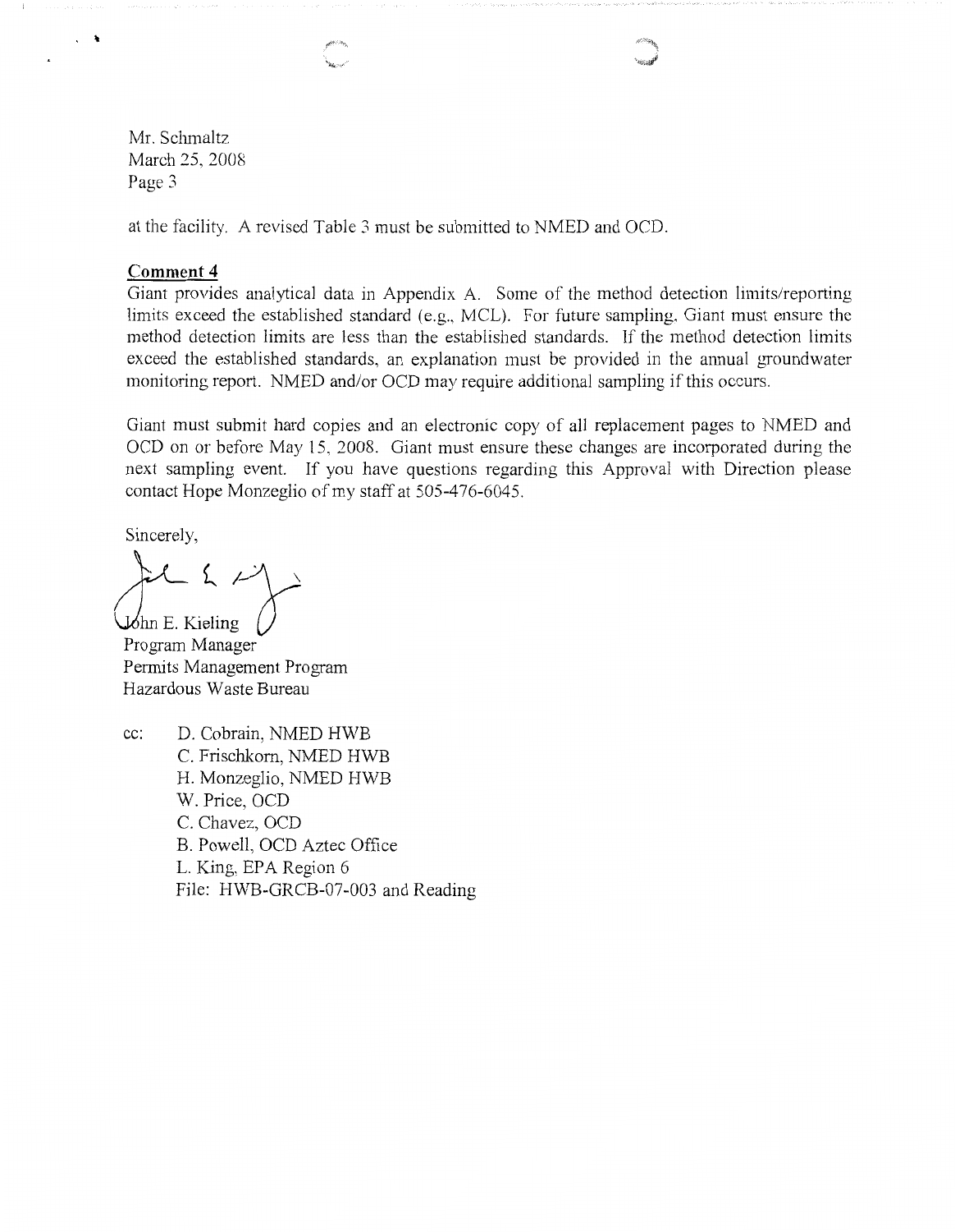Mr. Schmaltz
March 25, 2008
Page 3

at the facility. A revised Table 3 must be submitted to NMED and OCD.

**Comment 4**

Giant provides analytical data in Appendix A. Some of the method detection limits/reporting limits exceed the established standard (e.g., MCL). For future sampling, Giant must ensure the method detection limits are less than the established standards. If the method detection limits exceed the established standards, an explanation must be provided in the annual groundwater monitoring report. NMED and/or OCD may require additional sampling if this occurs.

Giant must submit hard copies and an electronic copy of all replacement pages to NMED and OCD on or before May 15, 2008. Giant must ensure these changes are incorporated during the next sampling event. If you have questions regarding this Approval with Direction please contact Hope Monzeglio of my staff at 505-476-6045.

Sincerely,

John E. Kieling
Program Manager
Permits Management Program
Hazardous Waste Bureau

cc: D. Cobrain, NMED HWB
C. Frischkorn, NMED HWB
H. Monzeglio, NMED HWB
W. Price, OCD
C. Chavez, OCD
B. Powell, OCD Aztec Office
L. King, EPA Region 6
File: HWB-GRCB-07-003 and Reading